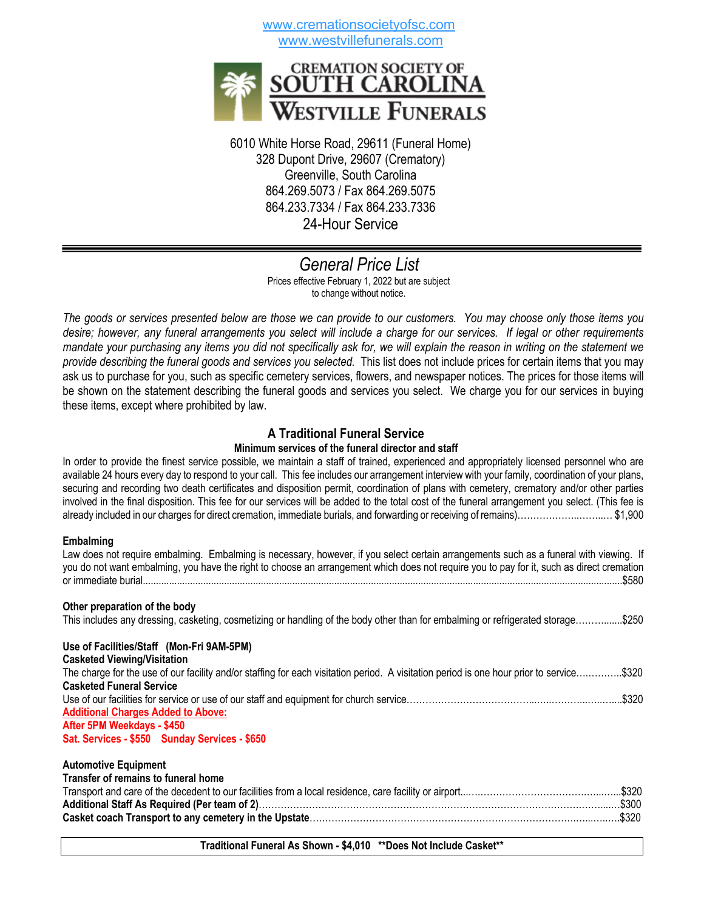www.cremationsocietyofsc.com
www.westvillefunerals.com

# CREMATION SOCIETY OF SOUTH CAROLINA
# WESTVILLE FUNERALS

6010 White Horse Road, 29611 (Funeral Home)
328 Dupont Drive, 29607 (Crematory)
Greenville, South Carolina
864.269.5073 / Fax 864.269.5075
864.233.7334 / Fax 864.233.7336
24-Hour Service

---

## *General Price List*

Prices effective February 1, 2022 but are subject to change without notice.

*The goods or services presented below are those we can provide to our customers. You may choose only those items you desire; however, any funeral arrangements you select will include a charge for our services. If legal or other requirements mandate your purchasing any items you did not specifically ask for, we will explain the reason in writing on the statement we provide describing the funeral goods and services you selected.* This list does not include prices for certain items that you may ask us to purchase for you, such as specific cemetery services, flowers, and newspaper notices. The prices for those items will be shown on the statement describing the funeral goods and services you select. We charge you for our services in buying these items, except where prohibited by law.

### A Traditional Funeral Service

**Minimum services of the funeral director and staff**

In order to provide the finest service possible, we maintain a staff of trained, experienced and appropriately licensed personnel who are available 24 hours every day to respond to your call. This fee includes our arrangement interview with your family, coordination of your plans, securing and recording two death certificates and disposition permit, coordination of plans with cemetery, crematory and/or other parties involved in the final disposition. This fee for our services will be added to the total cost of the funeral arrangement you select. (This fee is already included in our charges for direct cremation, immediate burials, and forwarding or receiving of remains)……………………… $1,900

**Embalming**

Law does not require embalming. Embalming is necessary, however, if you select certain arrangements such as a funeral with viewing. If you do not want embalming, you have the right to choose an arrangement which does not require you to pay for it, such as direct cremation or immediate burial……………………………………………………………$580

**Other preparation of the body**

This includes any dressing, casketing, cosmetizing or handling of the body other than for embalming or refrigerated storage……………$250

**Use of Facilities/Staff (Mon-Fri 9AM-5PM)**

**Casketed Viewing/Visitation**

The charge for the use of our facility and/or staffing for each visitation period. A visitation period is one hour prior to service……………$320

**Casketed Funeral Service**

Use of our facilities for service or use of our staff and equipment for church service……………………………………………$320

**Additional Charges Added to Above:**
**After 5PM Weekdays - $450**
**Sat. Services - $550 Sunday Services - $650**

**Automotive Equipment**

**Transfer of remains to funeral home**

Transport and care of the decedent to our facilities from a local residence, care facility or airport……………………………………$320

**Additional Staff As Required (Per team of 2)**……………………………………………………$300

**Casket coach Transport to any cemetery in the Upstate**……………………………………………$320

**Traditional Funeral As Shown - $4,010 \*\*Does Not Include Casket\*\***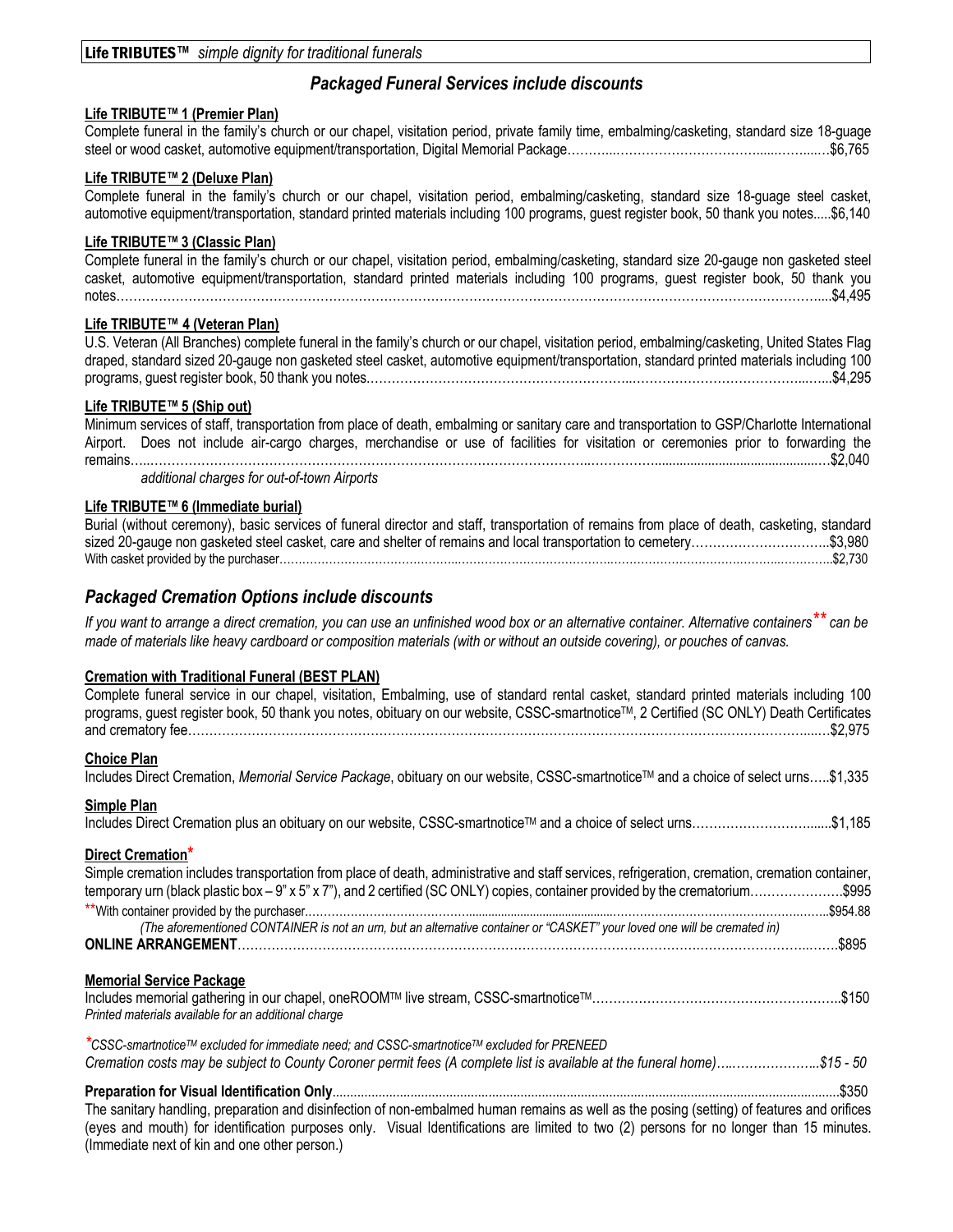**Life TRIBUTES™** *simple dignity for traditional funerals*

## *Packaged Funeral Services include discounts*

**Life TRIBUTE™ 1 (Premier Plan)**

Complete funeral in the family's church or our chapel, visitation period, private family time, embalming/casketing, standard size 18-guage steel or wood casket, automotive equipment/transportation, Digital Memorial Package……….……………………………....…....….$6,765

**Life TRIBUTE™ 2 (Deluxe Plan)**

Complete funeral in the family's church or our chapel, visitation period, embalming/casketing, standard size 18-guage steel casket, automotive equipment/transportation, standard printed materials including 100 programs, guest register book, 50 thank you notes.....$6,140

**Life TRIBUTE™ 3 (Classic Plan)**

Complete funeral in the family's church or our chapel, visitation period, embalming/casketing, standard size 20-gauge non gasketed steel casket, automotive equipment/transportation, standard printed materials including 100 programs, guest register book, 50 thank you notes………………………………………………………………………………………………………………………………………....$4,495

**Life TRIBUTE™ 4 (Veteran Plan)**

U.S. Veteran (All Branches) complete funeral in the family's church or our chapel, visitation period, embalming/casketing, United States Flag draped, standard sized 20-gauge non gasketed steel casket, automotive equipment/transportation, standard printed materials including 100 programs, guest register book, 50 thank you notes.……………………………………………………..……………………………...…...$4,295

**Life TRIBUTE™ 5 (Ship out)**

Minimum services of staff, transportation from place of death, embalming or sanitary care and transportation to GSP/Charlotte International Airport. Does not include air-cargo charges, merchandise or use of facilities for visitation or ceremonies prior to forwarding the remains…..…………………………………………………………………………………..…………..............................................…$2,040

*additional charges for out-of-town Airports*

**Life TRIBUTE™ 6 (Immediate burial)**

Burial (without ceremony), basic services of funeral director and staff, transportation of remains from place of death, casketing, standard sized 20-gauge non gasketed steel casket, care and shelter of remains and local transportation to cemetery……………………….…..$3,980

With casket provided by the purchaser……………………………………………………………………………………………………………….$2,730

## *Packaged Cremation Options include discounts*

*If you want to arrange a direct cremation, you can use an unfinished wood box or an alternative container. Alternative containers\*\* can be made of materials like heavy cardboard or composition materials (with or without an outside covering), or pouches of canvas.*

**Cremation with Traditional Funeral (BEST PLAN)**

Complete funeral service in our chapel, visitation, Embalming, use of standard rental casket, standard printed materials including 100 programs, guest register book, 50 thank you notes, obituary on our website, CSSC-smartnotice™, 2 Certified (SC ONLY) Death Certificates and crematory fee…………………………………………………………………………………………………………………......$2,975

**Choice Plan**

Includes Direct Cremation, *Memorial Service Package*, obituary on our website, CSSC-smartnotice™ and a choice of select urns…..$1,335

**Simple Plan**

Includes Direct Cremation plus an obituary on our website, CSSC-smartnotice™ and a choice of select urns……………………......$1,185

**Direct Cremation\***

Simple cremation includes transportation from place of death, administrative and staff services, refrigeration, cremation, cremation container, temporary urn (black plastic box – 9" x 5" x 7"), and 2 certified (SC ONLY) copies, container provided by the crematorium…………………$995

\*\*With container provided by the purchaser……………………………………………………………………………………………$954.88

*(The aforementioned CONTAINER is not an urn, but an alternative container or "CASKET" your loved one will be cremated in)*

**ONLINE ARRANGEMENT**……………………………………………………………………………………………………………$895

**Memorial Service Package**

Includes memorial gathering in our chapel, oneROOM™ live stream, CSSC-smartnotice™………………………………………………..$150

*Printed materials available for an additional charge*

*\*CSSC-smartnotice™ excluded for immediate need; and CSSC-smartnotice™ excluded for PRENEED*

*Cremation costs may be subject to County Coroner permit fees (A complete list is available at the funeral home)…..………………..$15 - 50*

**Preparation for Visual Identification Only**…………………………………………………………………………………………$350

The sanitary handling, preparation and disinfection of non-embalmed human remains as well as the posing (setting) of features and orifices (eyes and mouth) for identification purposes only. Visual Identifications are limited to two (2) persons for no longer than 15 minutes. (Immediate next of kin and one other person.)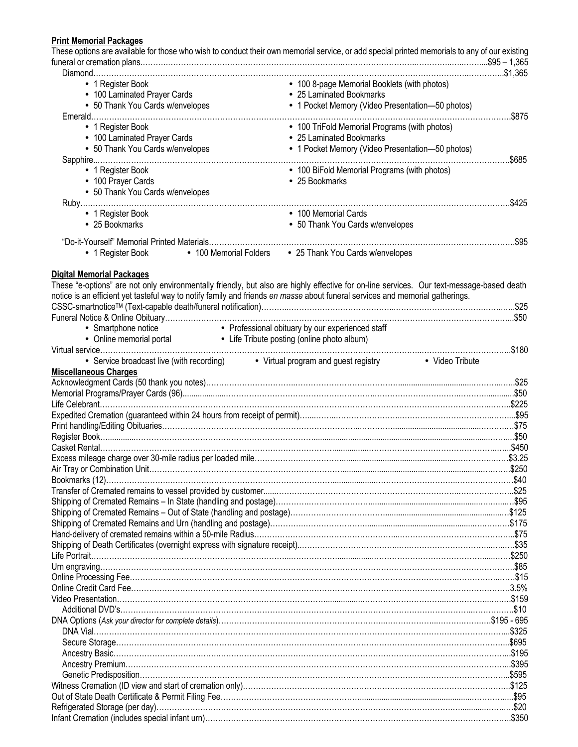**Print Memorial Packages**

These options are available for those who wish to conduct their own memorial service, or add special printed memorials to any of our existing funeral or cremation plans……………………………………………………………………………………………$95 – 1,365

Diamond……………………………………………………………………………………………………………$1,365

- 1 Register Book
- 100 Laminated Prayer Cards
- 50 Thank You Cards w/envelopes
- 100 8-page Memorial Booklets (with photos)
- 25 Laminated Bookmarks
- 1 Pocket Memory (Video Presentation—50 photos)

Emerald……………………………………………………………………………………………………………$875

- 1 Register Book
- 100 Laminated Prayer Cards
- 50 Thank You Cards w/envelopes
- 100 TriFold Memorial Programs (with photos)
- 25 Laminated Bookmarks
- 1 Pocket Memory (Video Presentation—50 photos)

Sapphire……………………………………………………………………………………………………………$685

- 1 Register Book
- 100 Prayer Cards
- 50 Thank You Cards w/envelopes
- 100 BiFold Memorial Programs (with photos)
- 25 Bookmarks

Ruby…………………………………………………………………………………………………………………$425

- 1 Register Book
- 25 Bookmarks
- 100 Memorial Cards
- 50 Thank You Cards w/envelopes

"Do-it-Yourself" Memorial Printed Materials……………………………………………………………………$95

- 1 Register Book
- 100 Memorial Folders
- 25 Thank You Cards w/envelopes

**Digital Memorial Packages**

These "e-options" are not only environmentally friendly, but also are highly effective for on-line services. Our text-message-based death notice is an efficient yet tasteful way to notify family and friends *en masse* about funeral services and memorial gatherings.

CSSC-smartnotice™ (Text-capable death/funeral notification)…………………………………………………$25

Funeral Notice & Online Obituary…………………………………………………………………………………$50

- Smartphone notice
- Online memorial portal
- Professional obituary by our experienced staff
- Life Tribute posting (online photo album)

Virtual service………………………………………………………………………………………………………$180

- Service broadcast live (with recording)
- Virtual program and guest registry
- Video Tribute

**Miscellaneous Charges**

Acknowledgment Cards (50 thank you notes)……………………………………………………………………$25

Memorial Programs/Prayer Cards (96)……………………………………………………………………………$50

Life Celebrant………………………………………………………………………………………………………$225

Expedited Cremation (guaranteed within 24 hours from receipt of permit)……………………………………$95

Print handling/Editing Obituaries…………………………………………………………………………………$75

Register Book………………………………………………………………………………………………………$50

Casket Rental………………………………………………………………………………………………………$450

Excess mileage charge over 30-mile radius per loaded mile……………………………………………………$3.25

Air Tray or Combination Unit……………………………………………………………………………………$250

Bookmarks (12)……………………………………………………………………………………………………$40

Transfer of Cremated remains to vessel provided by customer…………………………………………………$25

Shipping of Cremated Remains – In State (handling and postage)………………………………………………$95

Shipping of Cremated Remains – Out of State (handling and postage)…………………………………………$125

Shipping of Cremated Remains and Urn (handling and postage)………………………………………………$175

Hand-delivery of cremated remains within a 50-mile Radius……………………………………………………$75

Shipping of Death Certificates (overnight express with signature receipt)………………………………………$35

Life Portrait…………………………………………………………………………………………………………$250

Urn engraving………………………………………………………………………………………………………$85

Online Processing Fee………………………………………………………………………………………………$15

Online Credit Card Fee……………………………………………………………………………………………3.5%

Video Presentation…………………………………………………………………………………………………$159

Additional DVD's……………………………………………………………………………………………………$10

DNA Options (*Ask your director for complete details*)………………………………………………………$195 - 695

DNA Vial……………………………………………………………………………………………………………$325

Secure Storage………………………………………………………………………………………………………$695

Ancestry Basic………………………………………………………………………………………………………$195

Ancestry Premium……………………………………………………………………………………………………$395

Genetic Predisposition………………………………………………………………………………………………$595

Witness Cremation (ID view and start of cremation only)…………………………………………………………$125

Out of State Death Certificate & Permit Filing Fee…………………………………………………………………$95

Refrigerated Storage (per day)………………………………………………………………………………………$20

Infant Cremation (includes special infant urn)……………………………………………………………………$350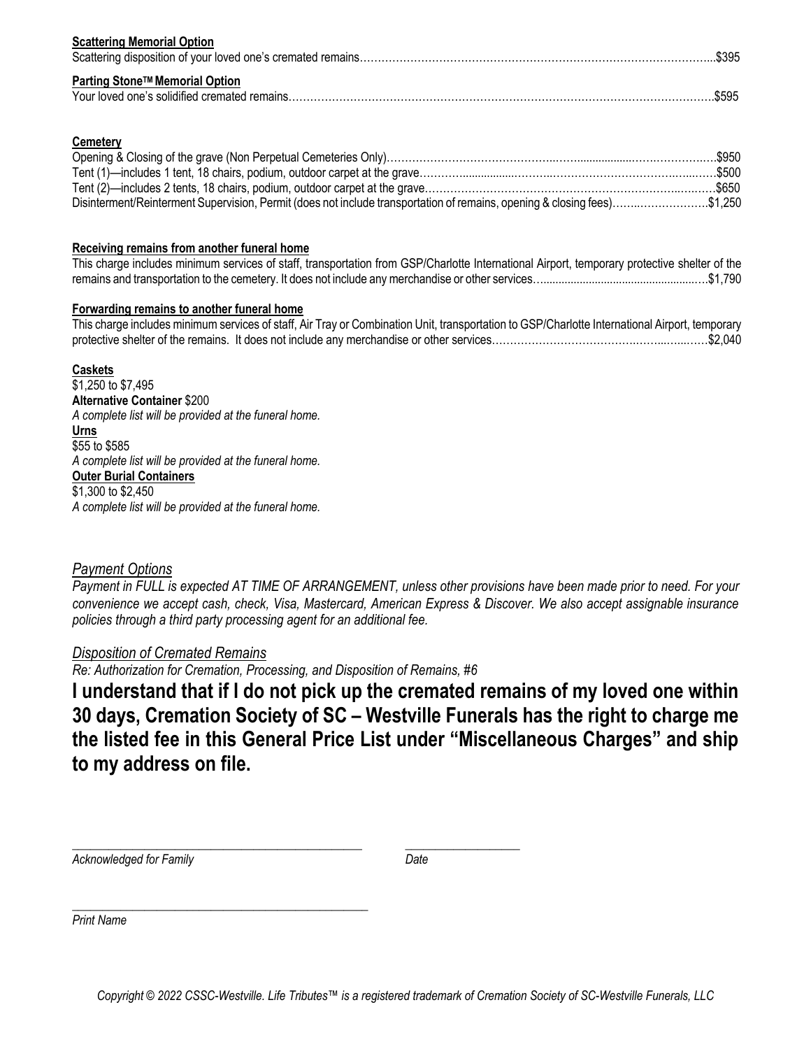**Scattering Memorial Option**

Scattering disposition of your loved one's cremated remains………………………………………………………………………………………...$395

**Parting Stone™ Memorial Option**

Your loved one's solidified cremated remains……………………………………………………………………………………………………….$595

**Cemetery**

Opening & Closing of the grave (Non Perpetual Cemeteries Only)………………………………………………………………………………….$950

Tent (1)—includes 1 tent, 18 chairs, podium, outdoor carpet at the grave…………………………………………………………………………$500

Tent (2)—includes 2 tents, 18 chairs, podium, outdoor carpet at the grave………………………………………………………………………$650

Disinterment/Reinterment Supervision, Permit (does not include transportation of remains, opening & closing fees)……………………………$1,250

**Receiving remains from another funeral home**

This charge includes minimum services of staff, transportation from GSP/Charlotte International Airport, temporary protective shelter of the remains and transportation to the cemetery. It does not include any merchandise or other services……………………………………………$1,790

**Forwarding remains to another funeral home**

This charge includes minimum services of staff, Air Tray or Combination Unit, transportation to GSP/Charlotte International Airport, temporary protective shelter of the remains. It does not include any merchandise or other services………………………………………………………$2,040

**Caskets**

$1,250 to $7,495

**Alternative Container** $200

*A complete list will be provided at the funeral home.*

**Urns**

$55 to $585

*A complete list will be provided at the funeral home.*

**Outer Burial Containers**

$1,300 to $2,450

*A complete list will be provided at the funeral home.*

*Payment Options*

*Payment in FULL is expected AT TIME OF ARRANGEMENT, unless other provisions have been made prior to need. For your convenience we accept cash, check, Visa, Mastercard, American Express & Discover. We also accept assignable insurance policies through a third party processing agent for an additional fee.*

*Disposition of Cremated Remains*

*Re: Authorization for Cremation, Processing, and Disposition of Remains, #6*

**I understand that if I do not pick up the cremated remains of my loved one within 30 days, Cremation Society of SC – Westville Funerals has the right to charge me the listed fee in this General Price List under "Miscellaneous Charges" and ship to my address on file.**

______________________________ ______________

*Acknowledged for Family* *Date*

______________________________

*Print Name*

*Copyright © 2022 CSSC-Westville. Life Tributes™ is a registered trademark of Cremation Society of SC-Westville Funerals, LLC*